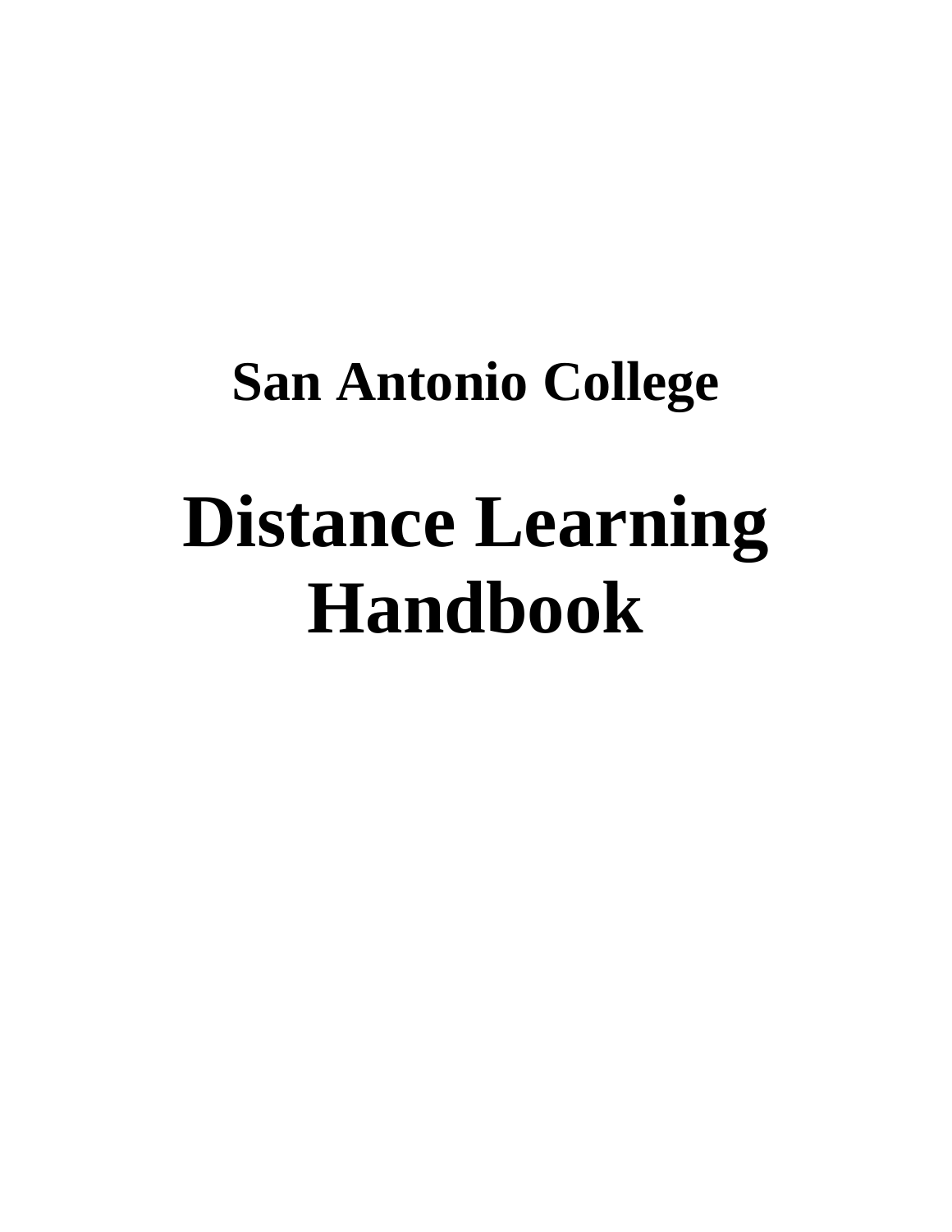## San Antonio College

# Distance Learning Handbook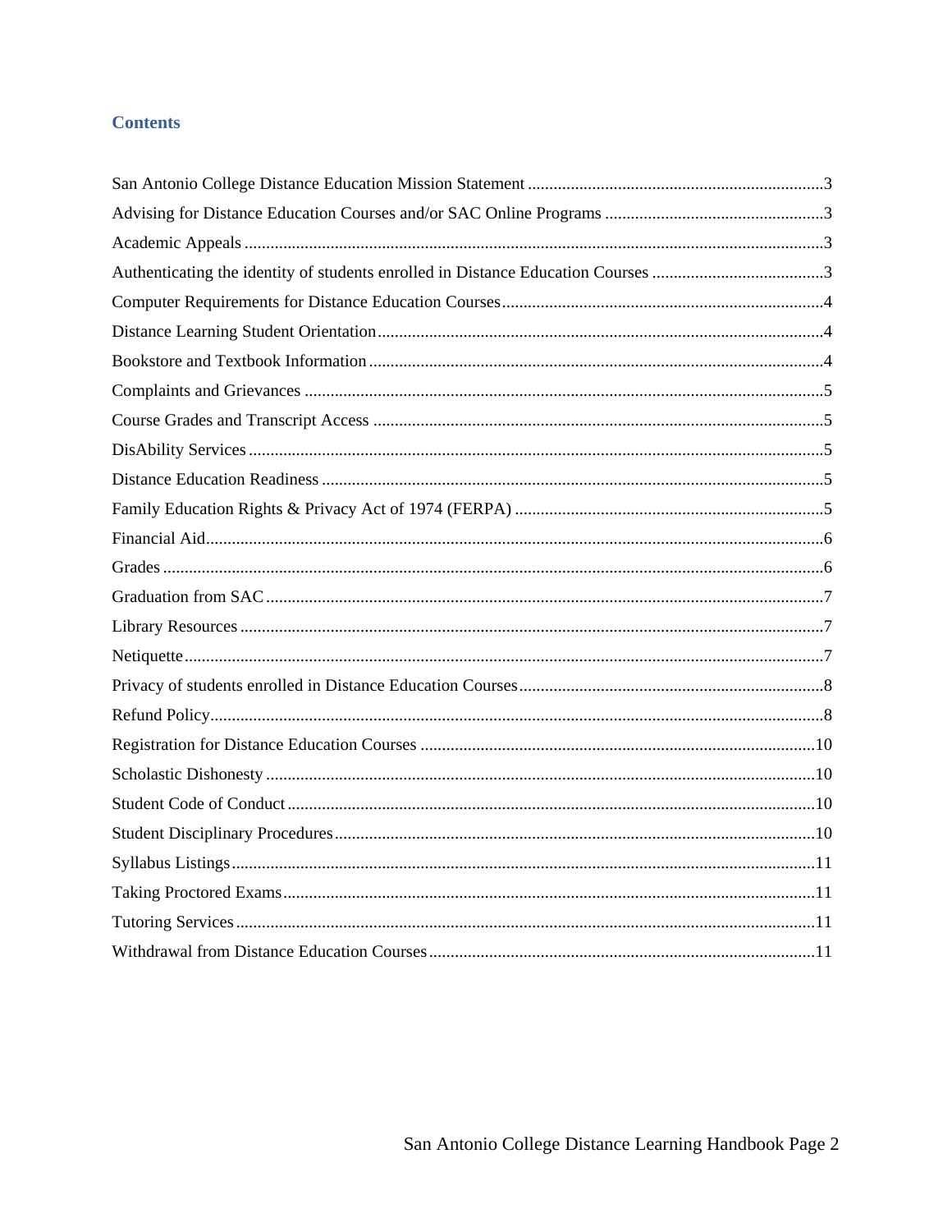## Contents

San Antonio College Distance Education Mission Statement .....3
Advising for Distance Education Courses and/or SAC Online Programs .....3
Academic Appeals .....3
Authenticating the identity of students enrolled in Distance Education Courses .....3
Computer Requirements for Distance Education Courses .....4
Distance Learning Student Orientation .....4
Bookstore and Textbook Information .....4
Complaints and Grievances .....5
Course Grades and Transcript Access .....5
DisAbility Services .....5
Distance Education Readiness .....5
Family Education Rights & Privacy Act of 1974 (FERPA) .....5
Financial Aid .....6
Grades .....6
Graduation from SAC .....7
Library Resources .....7
Netiquette .....7
Privacy of students enrolled in Distance Education Courses .....8
Refund Policy .....8
Registration for Distance Education Courses .....10
Scholastic Dishonesty .....10
Student Code of Conduct .....10
Student Disciplinary Procedures .....10
Syllabus Listings .....11
Taking Proctored Exams .....11
Tutoring Services .....11
Withdrawal from Distance Education Courses .....11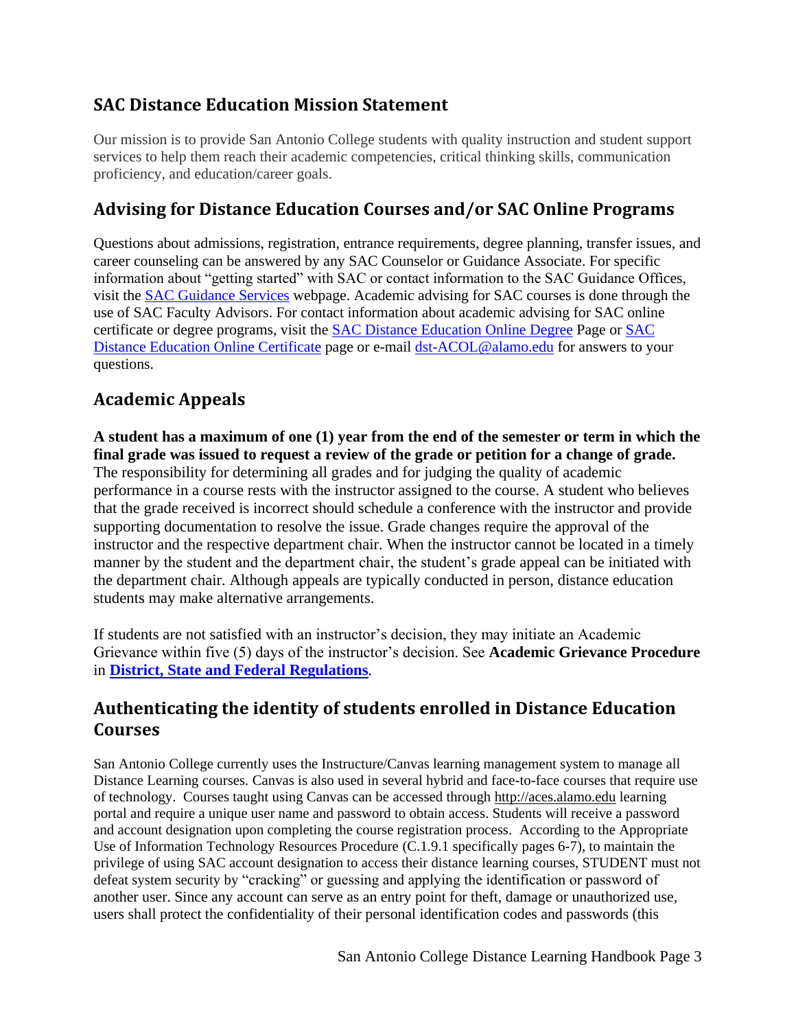## SAC Distance Education Mission Statement

Our mission is to provide San Antonio College students with quality instruction and student support services to help them reach their academic competencies, critical thinking skills, communication proficiency, and education/career goals.

## Advising for Distance Education Courses and/or SAC Online Programs

Questions about admissions, registration, entrance requirements, degree planning, transfer issues, and career counseling can be answered by any SAC Counselor or Guidance Associate. For specific information about "getting started" with SAC or contact information to the SAC Guidance Offices, visit the SAC Guidance Services webpage. Academic advising for SAC courses is done through the use of SAC Faculty Advisors. For contact information about academic advising for SAC online certificate or degree programs, visit the SAC Distance Education Online Degree Page or SAC Distance Education Online Certificate page or e-mail dst-ACOL@alamo.edu for answers to your questions.

## Academic Appeals

**A student has a maximum of one (1) year from the end of the semester or term in which the final grade was issued to request a review of the grade or petition for a change of grade.** The responsibility for determining all grades and for judging the quality of academic performance in a course rests with the instructor assigned to the course. A student who believes that the grade received is incorrect should schedule a conference with the instructor and provide supporting documentation to resolve the issue. Grade changes require the approval of the instructor and the respective department chair. When the instructor cannot be located in a timely manner by the student and the department chair, the student's grade appeal can be initiated with the department chair. Although appeals are typically conducted in person, distance education students may make alternative arrangements.

If students are not satisfied with an instructor's decision, they may initiate an Academic Grievance within five (5) days of the instructor's decision. See **Academic Grievance Procedure** in **District, State and Federal Regulations**.

## Authenticating the identity of students enrolled in Distance Education Courses

San Antonio College currently uses the Instructure/Canvas learning management system to manage all Distance Learning courses. Canvas is also used in several hybrid and face-to-face courses that require use of technology. Courses taught using Canvas can be accessed through http://aces.alamo.edu learning portal and require a unique user name and password to obtain access. Students will receive a password and account designation upon completing the course registration process. According to the Appropriate Use of Information Technology Resources Procedure (C.1.9.1 specifically pages 6-7), to maintain the privilege of using SAC account designation to access their distance learning courses, STUDENT must not defeat system security by "cracking" or guessing and applying the identification or password of another user. Since any account can serve as an entry point for theft, damage or unauthorized use, users shall protect the confidentiality of their personal identification codes and passwords (this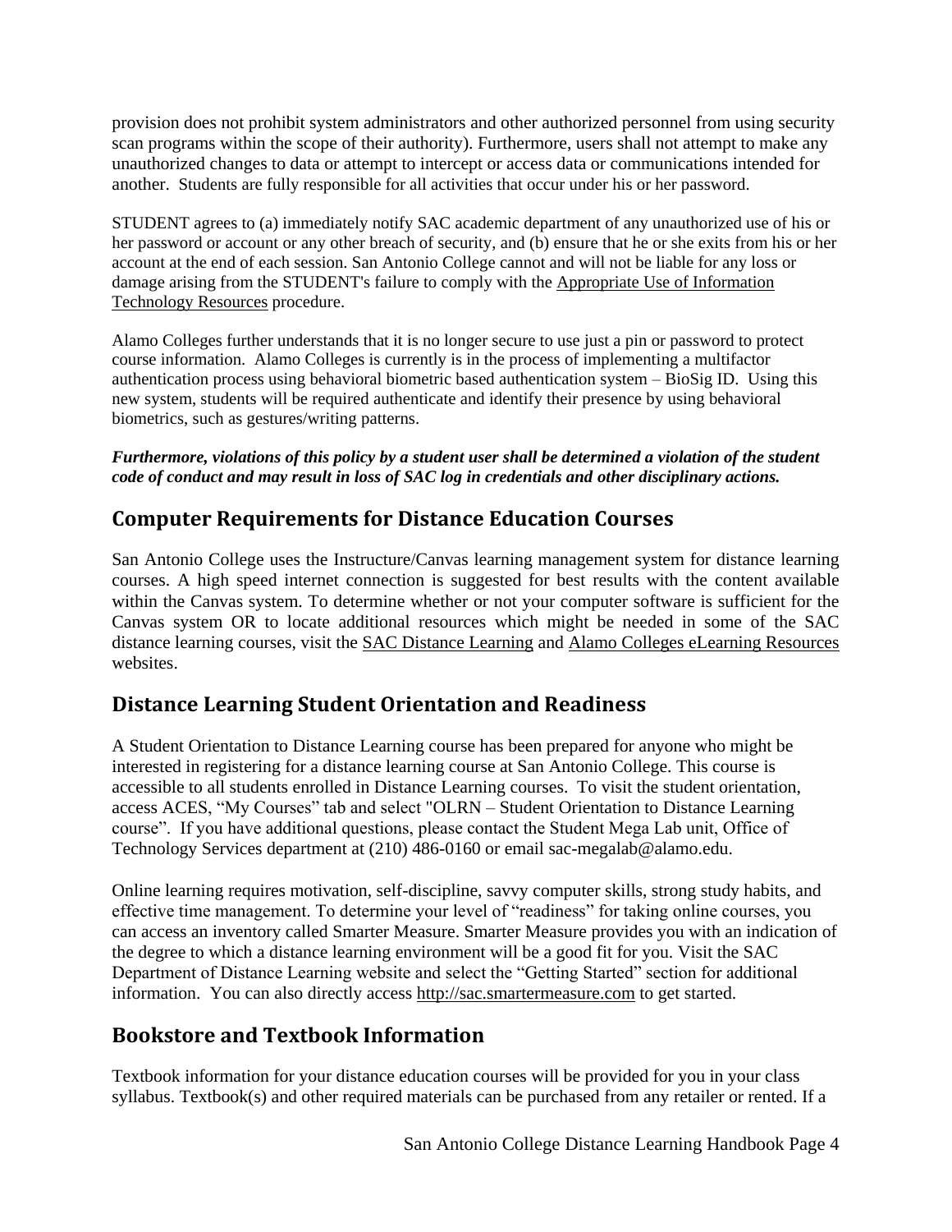provision does not prohibit system administrators and other authorized personnel from using security scan programs within the scope of their authority). Furthermore, users shall not attempt to make any unauthorized changes to data or attempt to intercept or access data or communications intended for another. Students are fully responsible for all activities that occur under his or her password.

STUDENT agrees to (a) immediately notify SAC academic department of any unauthorized use of his or her password or account or any other breach of security, and (b) ensure that he or she exits from his or her account at the end of each session. San Antonio College cannot and will not be liable for any loss or damage arising from the STUDENT's failure to comply with the Appropriate Use of Information Technology Resources procedure.

Alamo Colleges further understands that it is no longer secure to use just a pin or password to protect course information. Alamo Colleges is currently is in the process of implementing a multifactor authentication process using behavioral biometric based authentication system – BioSig ID. Using this new system, students will be required authenticate and identify their presence by using behavioral biometrics, such as gestures/writing patterns.

***Furthermore, violations of this policy by a student user shall be determined a violation of the student code of conduct and may result in loss of SAC log in credentials and other disciplinary actions.***

## Computer Requirements for Distance Education Courses

San Antonio College uses the Instructure/Canvas learning management system for distance learning courses. A high speed internet connection is suggested for best results with the content available within the Canvas system. To determine whether or not your computer software is sufficient for the Canvas system OR to locate additional resources which might be needed in some of the SAC distance learning courses, visit the SAC Distance Learning and Alamo Colleges eLearning Resources websites.

## Distance Learning Student Orientation and Readiness

A Student Orientation to Distance Learning course has been prepared for anyone who might be interested in registering for a distance learning course at San Antonio College. This course is accessible to all students enrolled in Distance Learning courses. To visit the student orientation, access ACES, "My Courses" tab and select "OLRN – Student Orientation to Distance Learning course". If you have additional questions, please contact the Student Mega Lab unit, Office of Technology Services department at (210) 486-0160 or email sac-megalab@alamo.edu.

Online learning requires motivation, self-discipline, savvy computer skills, strong study habits, and effective time management. To determine your level of "readiness" for taking online courses, you can access an inventory called Smarter Measure. Smarter Measure provides you with an indication of the degree to which a distance learning environment will be a good fit for you. Visit the SAC Department of Distance Learning website and select the "Getting Started" section for additional information. You can also directly access http://sac.smartermeasure.com to get started.

## Bookstore and Textbook Information

Textbook information for your distance education courses will be provided for you in your class syllabus. Textbook(s) and other required materials can be purchased from any retailer or rented. If a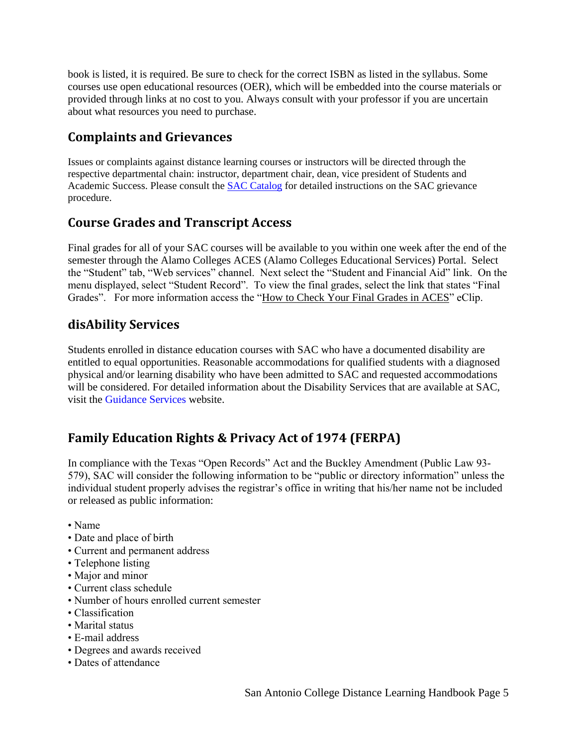book is listed, it is required. Be sure to check for the correct ISBN as listed in the syllabus. Some courses use open educational resources (OER), which will be embedded into the course materials or provided through links at no cost to you. Always consult with your professor if you are uncertain about what resources you need to purchase.

## Complaints and Grievances

Issues or complaints against distance learning courses or instructors will be directed through the respective departmental chain: instructor, department chair, dean, vice president of Students and Academic Success. Please consult the SAC Catalog for detailed instructions on the SAC grievance procedure.

## Course Grades and Transcript Access

Final grades for all of your SAC courses will be available to you within one week after the end of the semester through the Alamo Colleges ACES (Alamo Colleges Educational Services) Portal. Select the “Student” tab, “Web services” channel. Next select the “Student and Financial Aid” link. On the menu displayed, select “Student Record”. To view the final grades, select the link that states “Final Grades”. For more information access the “How to Check Your Final Grades in ACES” eClip.

## disAbility Services

Students enrolled in distance education courses with SAC who have a documented disability are entitled to equal opportunities. Reasonable accommodations for qualified students with a diagnosed physical and/or learning disability who have been admitted to SAC and requested accommodations will be considered. For detailed information about the Disability Services that are available at SAC, visit the Guidance Services website.

## Family Education Rights & Privacy Act of 1974 (FERPA)

In compliance with the Texas “Open Records” Act and the Buckley Amendment (Public Law 93-579), SAC will consider the following information to be “public or directory information” unless the individual student properly advises the registrar’s office in writing that his/her name not be included or released as public information:

- Name
- Date and place of birth
- Current and permanent address
- Telephone listing
- Major and minor
- Current class schedule
- Number of hours enrolled current semester
- Classification
- Marital status
- E-mail address
- Degrees and awards received
- Dates of attendance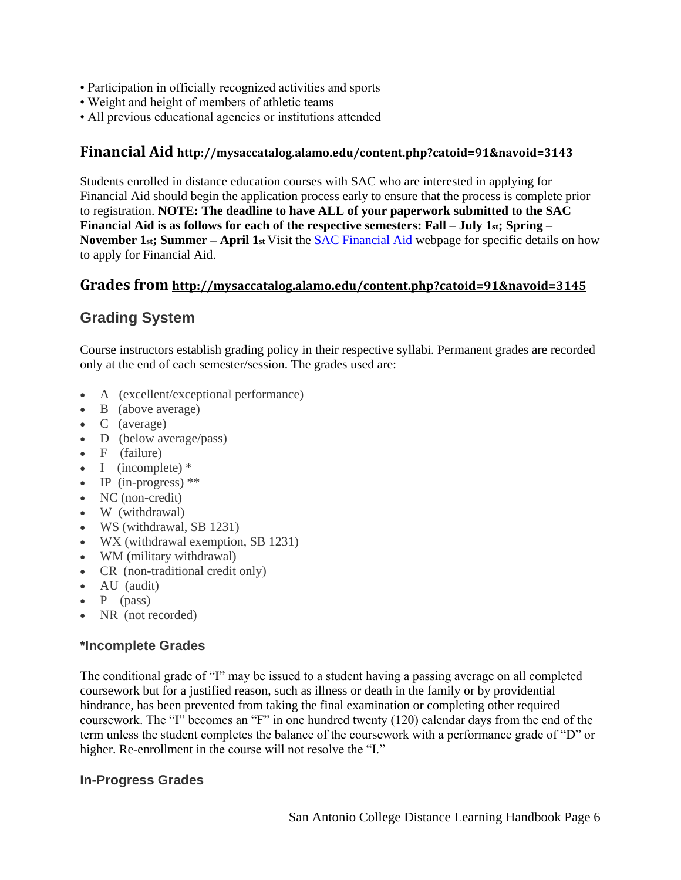- Participation in officially recognized activities and sports
- Weight and height of members of athletic teams
- All previous educational agencies or institutions attended

## Financial Aid http://mysaccatalog.alamo.edu/content.php?catoid=91&navoid=3143

Students enrolled in distance education courses with SAC who are interested in applying for Financial Aid should begin the application process early to ensure that the process is complete prior to registration. **NOTE: The deadline to have ALL of your paperwork submitted to the SAC Financial Aid is as follows for each of the respective semesters: Fall – July 1st; Spring – November 1st; Summer – April 1st** Visit the [SAC Financial Aid] webpage for specific details on how to apply for Financial Aid.

## Grades from http://mysaccatalog.alamo.edu/content.php?catoid=91&navoid=3145

### Grading System

Course instructors establish grading policy in their respective syllabi. Permanent grades are recorded only at the end of each semester/session. The grades used are:

- A (excellent/exceptional performance)
- B (above average)
- C (average)
- D (below average/pass)
- F (failure)
- I (incomplete) *
- IP (in-progress) **
- NC (non-credit)
- W (withdrawal)
- WS (withdrawal, SB 1231)
- WX (withdrawal exemption, SB 1231)
- WM (military withdrawal)
- CR (non-traditional credit only)
- AU (audit)
- P (pass)
- NR (not recorded)

#### *Incomplete Grades

The conditional grade of "I" may be issued to a student having a passing average on all completed coursework but for a justified reason, such as illness or death in the family or by providential hindrance, has been prevented from taking the final examination or completing other required coursework. The "I" becomes an "F" in one hundred twenty (120) calendar days from the end of the term unless the student completes the balance of the coursework with a performance grade of "D" or higher. Re-enrollment in the course will not resolve the "I."

#### In-Progress Grades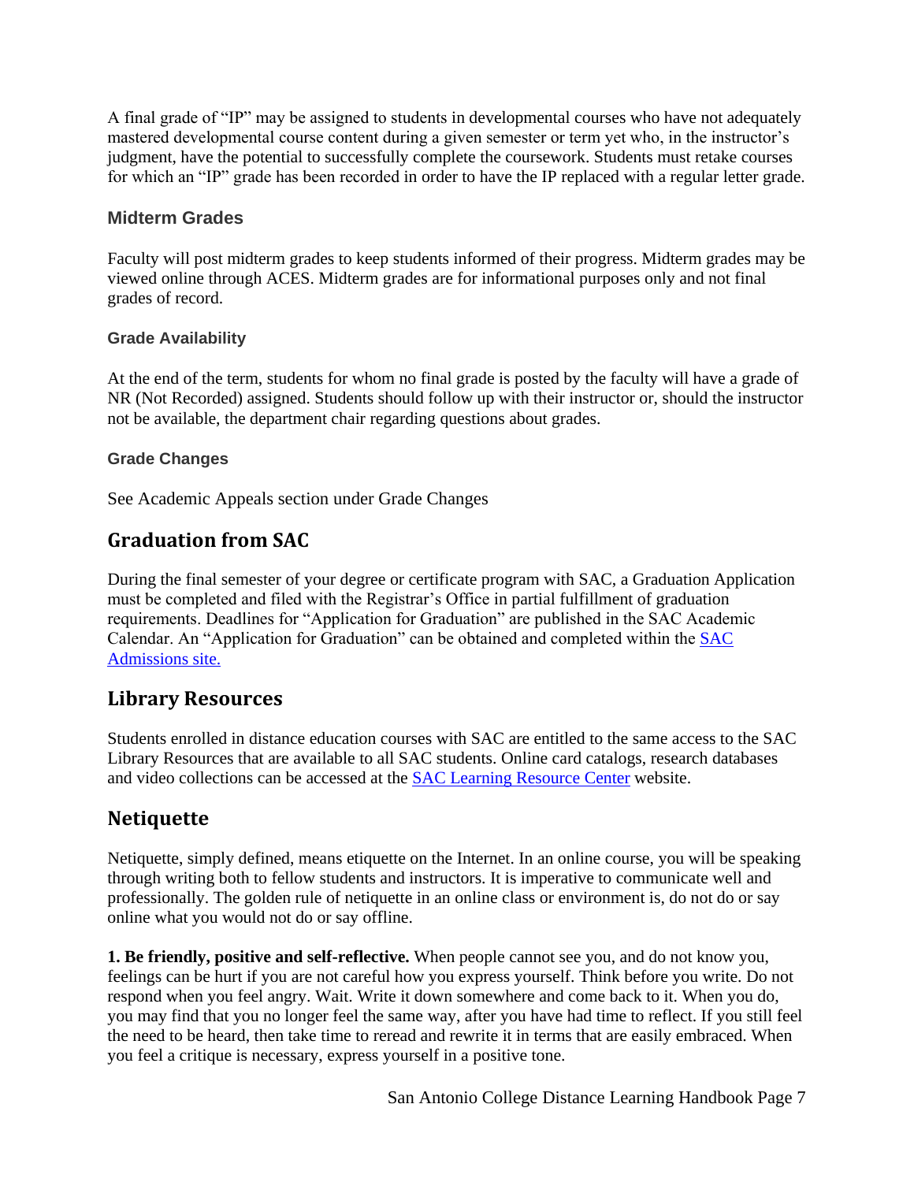A final grade of "IP" may be assigned to students in developmental courses who have not adequately mastered developmental course content during a given semester or term yet who, in the instructor's judgment, have the potential to successfully complete the coursework. Students must retake courses for which an "IP" grade has been recorded in order to have the IP replaced with a regular letter grade.

### Midterm Grades

Faculty will post midterm grades to keep students informed of their progress. Midterm grades may be viewed online through ACES. Midterm grades are for informational purposes only and not final grades of record.

#### Grade Availability

At the end of the term, students for whom no final grade is posted by the faculty will have a grade of NR (Not Recorded) assigned. Students should follow up with their instructor or, should the instructor not be available, the department chair regarding questions about grades.

#### Grade Changes

See Academic Appeals section under Grade Changes

## Graduation from SAC

During the final semester of your degree or certificate program with SAC, a Graduation Application must be completed and filed with the Registrar's Office in partial fulfillment of graduation requirements. Deadlines for "Application for Graduation" are published in the SAC Academic Calendar. An "Application for Graduation" can be obtained and completed within the SAC Admissions site.

## Library Resources

Students enrolled in distance education courses with SAC are entitled to the same access to the SAC Library Resources that are available to all SAC students. Online card catalogs, research databases and video collections can be accessed at the SAC Learning Resource Center website.

## Netiquette

Netiquette, simply defined, means etiquette on the Internet. In an online course, you will be speaking through writing both to fellow students and instructors. It is imperative to communicate well and professionally. The golden rule of netiquette in an online class or environment is, do not do or say online what you would not do or say offline.

**1. Be friendly, positive and self-reflective.** When people cannot see you, and do not know you, feelings can be hurt if you are not careful how you express yourself. Think before you write. Do not respond when you feel angry. Wait. Write it down somewhere and come back to it. When you do, you may find that you no longer feel the same way, after you have had time to reflect. If you still feel the need to be heard, then take time to reread and rewrite it in terms that are easily embraced. When you feel a critique is necessary, express yourself in a positive tone.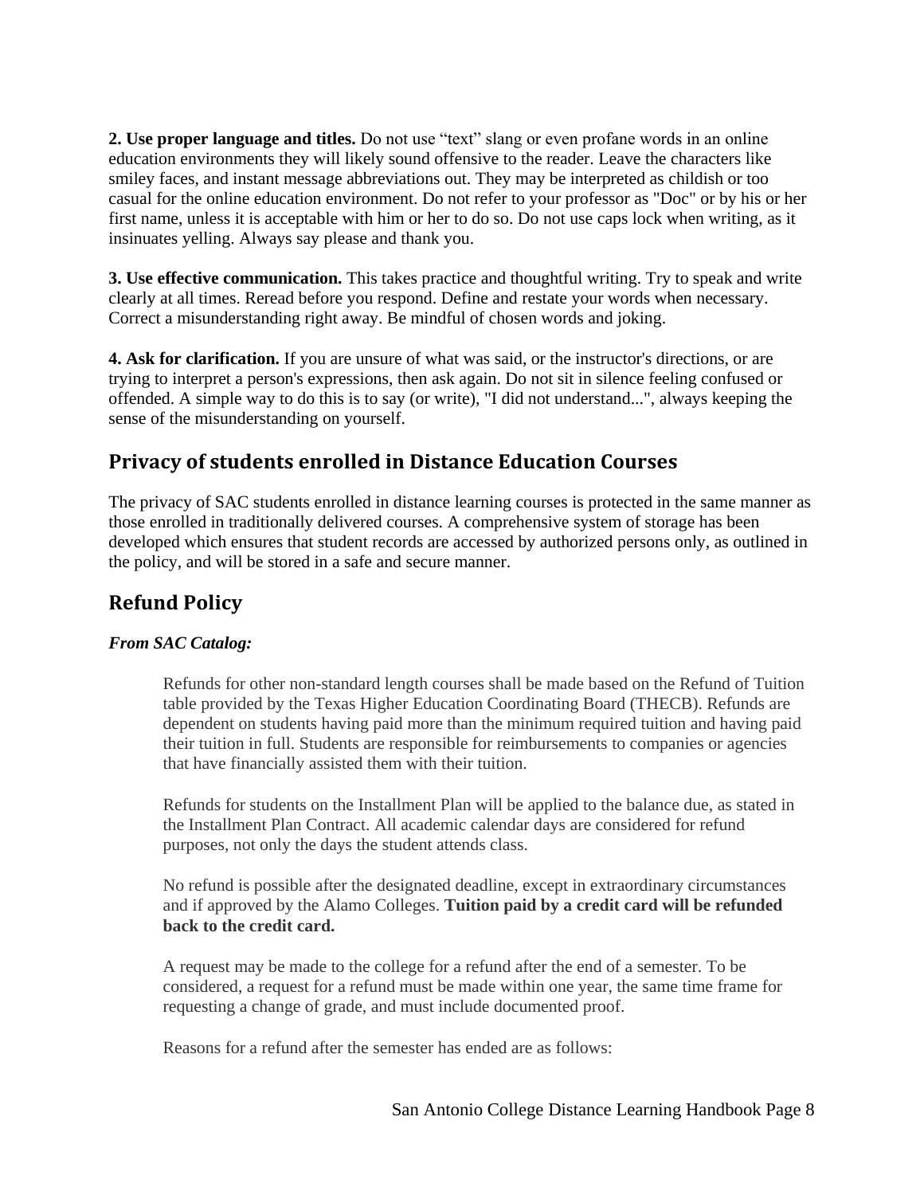**2. Use proper language and titles.** Do not use “text” slang or even profane words in an online education environments they will likely sound offensive to the reader. Leave the characters like smiley faces, and instant message abbreviations out. They may be interpreted as childish or too casual for the online education environment. Do not refer to your professor as "Doc" or by his or her first name, unless it is acceptable with him or her to do so. Do not use caps lock when writing, as it insinuates yelling. Always say please and thank you.

**3. Use effective communication.** This takes practice and thoughtful writing. Try to speak and write clearly at all times. Reread before you respond. Define and restate your words when necessary. Correct a misunderstanding right away. Be mindful of chosen words and joking.

**4. Ask for clarification.** If you are unsure of what was said, or the instructor's directions, or are trying to interpret a person's expressions, then ask again. Do not sit in silence feeling confused or offended. A simple way to do this is to say (or write), "I did not understand...", always keeping the sense of the misunderstanding on yourself.

## Privacy of students enrolled in Distance Education Courses

The privacy of SAC students enrolled in distance learning courses is protected in the same manner as those enrolled in traditionally delivered courses. A comprehensive system of storage has been developed which ensures that student records are accessed by authorized persons only, as outlined in the policy, and will be stored in a safe and secure manner.

## Refund Policy

***From SAC Catalog:***

> Refunds for other non-standard length courses shall be made based on the Refund of Tuition table provided by the Texas Higher Education Coordinating Board (THECB). Refunds are dependent on students having paid more than the minimum required tuition and having paid their tuition in full. Students are responsible for reimbursements to companies or agencies that have financially assisted them with their tuition.
>
> Refunds for students on the Installment Plan will be applied to the balance due, as stated in the Installment Plan Contract. All academic calendar days are considered for refund purposes, not only the days the student attends class.
>
> No refund is possible after the designated deadline, except in extraordinary circumstances and if approved by the Alamo Colleges. **Tuition paid by a credit card will be refunded back to the credit card.**
>
> A request may be made to the college for a refund after the end of a semester. To be considered, a request for a refund must be made within one year, the same time frame for requesting a change of grade, and must include documented proof.
>
> Reasons for a refund after the semester has ended are as follows: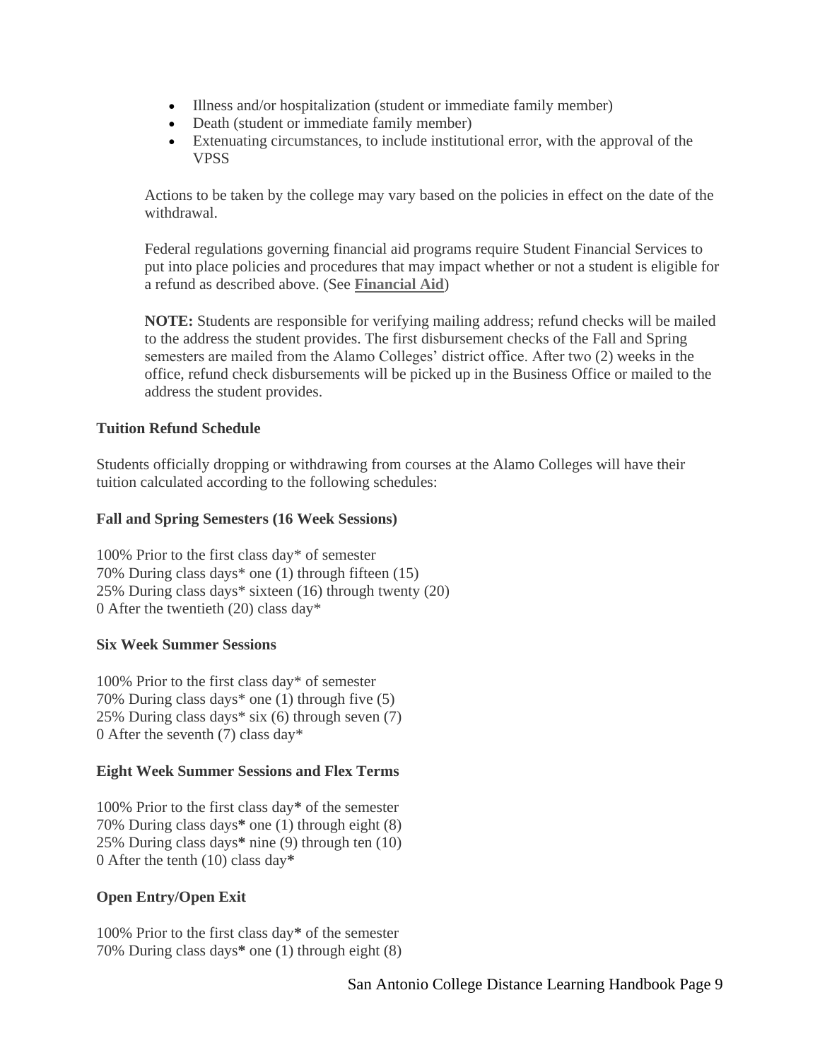- Illness and/or hospitalization (student or immediate family member)
- Death (student or immediate family member)
- Extenuating circumstances, to include institutional error, with the approval of the VPSS

Actions to be taken by the college may vary based on the policies in effect on the date of the withdrawal.

Federal regulations governing financial aid programs require Student Financial Services to put into place policies and procedures that may impact whether or not a student is eligible for a refund as described above. (See **Financial Aid**)

**NOTE:** Students are responsible for verifying mailing address; refund checks will be mailed to the address the student provides. The first disbursement checks of the Fall and Spring semesters are mailed from the Alamo Colleges' district office. After two (2) weeks in the office, refund check disbursements will be picked up in the Business Office or mailed to the address the student provides.

**Tuition Refund Schedule**

Students officially dropping or withdrawing from courses at the Alamo Colleges will have their tuition calculated according to the following schedules:

**Fall and Spring Semesters (16 Week Sessions)**

100% Prior to the first class day* of semester
70% During class days* one (1) through fifteen (15)
25% During class days* sixteen (16) through twenty (20)
0 After the twentieth (20) class day*

**Six Week Summer Sessions**

100% Prior to the first class day* of semester
70% During class days* one (1) through five (5)
25% During class days* six (6) through seven (7)
0 After the seventh (7) class day*

**Eight Week Summer Sessions and Flex Terms**

100% Prior to the first class day* of the semester
70% During class days* one (1) through eight (8)
25% During class days* nine (9) through ten (10)
0 After the tenth (10) class day*

**Open Entry/Open Exit**

100% Prior to the first class day* of the semester
70% During class days* one (1) through eight (8)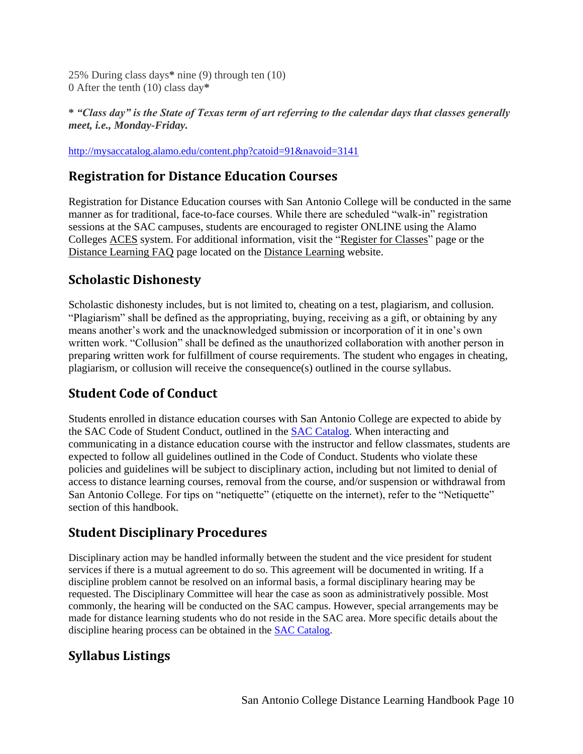25% During class days* nine (9) through ten (10)
0 After the tenth (10) class day*

***"Class day" is the State of Texas term of art referring to the calendar days that classes generally meet, i.e., Monday-Friday.***

http://mysaccatalog.alamo.edu/content.php?catoid=91&navoid=3141

## Registration for Distance Education Courses

Registration for Distance Education courses with San Antonio College will be conducted in the same manner as for traditional, face-to-face courses. While there are scheduled "walk-in" registration sessions at the SAC campuses, students are encouraged to register ONLINE using the Alamo Colleges ACES system. For additional information, visit the "Register for Classes" page or the Distance Learning FAQ page located on the Distance Learning website.

## Scholastic Dishonesty

Scholastic dishonesty includes, but is not limited to, cheating on a test, plagiarism, and collusion. "Plagiarism" shall be defined as the appropriating, buying, receiving as a gift, or obtaining by any means another's work and the unacknowledged submission or incorporation of it in one's own written work. "Collusion" shall be defined as the unauthorized collaboration with another person in preparing written work for fulfillment of course requirements. The student who engages in cheating, plagiarism, or collusion will receive the consequence(s) outlined in the course syllabus.

## Student Code of Conduct

Students enrolled in distance education courses with San Antonio College are expected to abide by the SAC Code of Student Conduct, outlined in the SAC Catalog. When interacting and communicating in a distance education course with the instructor and fellow classmates, students are expected to follow all guidelines outlined in the Code of Conduct. Students who violate these policies and guidelines will be subject to disciplinary action, including but not limited to denial of access to distance learning courses, removal from the course, and/or suspension or withdrawal from San Antonio College. For tips on "netiquette" (etiquette on the internet), refer to the "Netiquette" section of this handbook.

## Student Disciplinary Procedures

Disciplinary action may be handled informally between the student and the vice president for student services if there is a mutual agreement to do so. This agreement will be documented in writing. If a discipline problem cannot be resolved on an informal basis, a formal disciplinary hearing may be requested. The Disciplinary Committee will hear the case as soon as administratively possible. Most commonly, the hearing will be conducted on the SAC campus. However, special arrangements may be made for distance learning students who do not reside in the SAC area. More specific details about the discipline hearing process can be obtained in the SAC Catalog.

## Syllabus Listings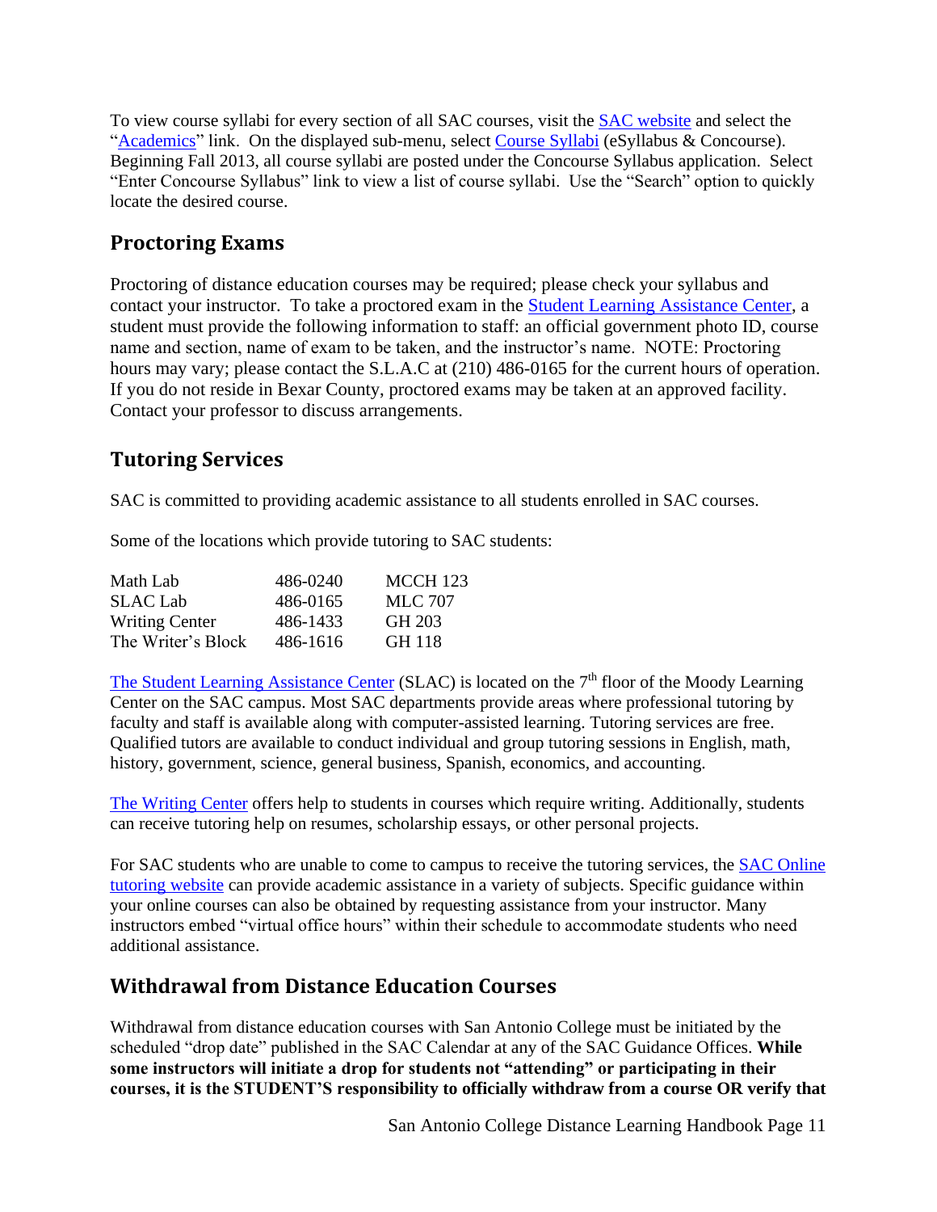To view course syllabi for every section of all SAC courses, visit the SAC website and select the "Academics" link. On the displayed sub-menu, select Course Syllabi (eSyllabus & Concourse). Beginning Fall 2013, all course syllabi are posted under the Concourse Syllabus application. Select "Enter Concourse Syllabus" link to view a list of course syllabi. Use the "Search" option to quickly locate the desired course.

## Proctoring Exams

Proctoring of distance education courses may be required; please check your syllabus and contact your instructor. To take a proctored exam in the Student Learning Assistance Center, a student must provide the following information to staff: an official government photo ID, course name and section, name of exam to be taken, and the instructor's name. NOTE: Proctoring hours may vary; please contact the S.L.A.C at (210) 486-0165 for the current hours of operation. If you do not reside in Bexar County, proctored exams may be taken at an approved facility. Contact your professor to discuss arrangements.

## Tutoring Services

SAC is committed to providing academic assistance to all students enrolled in SAC courses.

Some of the locations which provide tutoring to SAC students:

| | | |
|---|---|---|
| Math Lab | 486-0240 | MCCH 123 |
| SLAC Lab | 486-0165 | MLC 707 |
| Writing Center | 486-1433 | GH 203 |
| The Writer's Block | 486-1616 | GH 118 |

The Student Learning Assistance Center (SLAC) is located on the 7th floor of the Moody Learning Center on the SAC campus. Most SAC departments provide areas where professional tutoring by faculty and staff is available along with computer-assisted learning. Tutoring services are free. Qualified tutors are available to conduct individual and group tutoring sessions in English, math, history, government, science, general business, Spanish, economics, and accounting.

The Writing Center offers help to students in courses which require writing. Additionally, students can receive tutoring help on resumes, scholarship essays, or other personal projects.

For SAC students who are unable to come to campus to receive the tutoring services, the SAC Online tutoring website can provide academic assistance in a variety of subjects. Specific guidance within your online courses can also be obtained by requesting assistance from your instructor. Many instructors embed "virtual office hours" within their schedule to accommodate students who need additional assistance.

## Withdrawal from Distance Education Courses

Withdrawal from distance education courses with San Antonio College must be initiated by the scheduled "drop date" published in the SAC Calendar at any of the SAC Guidance Offices. **While some instructors will initiate a drop for students not "attending" or participating in their courses, it is the STUDENT'S responsibility to officially withdraw from a course OR verify that**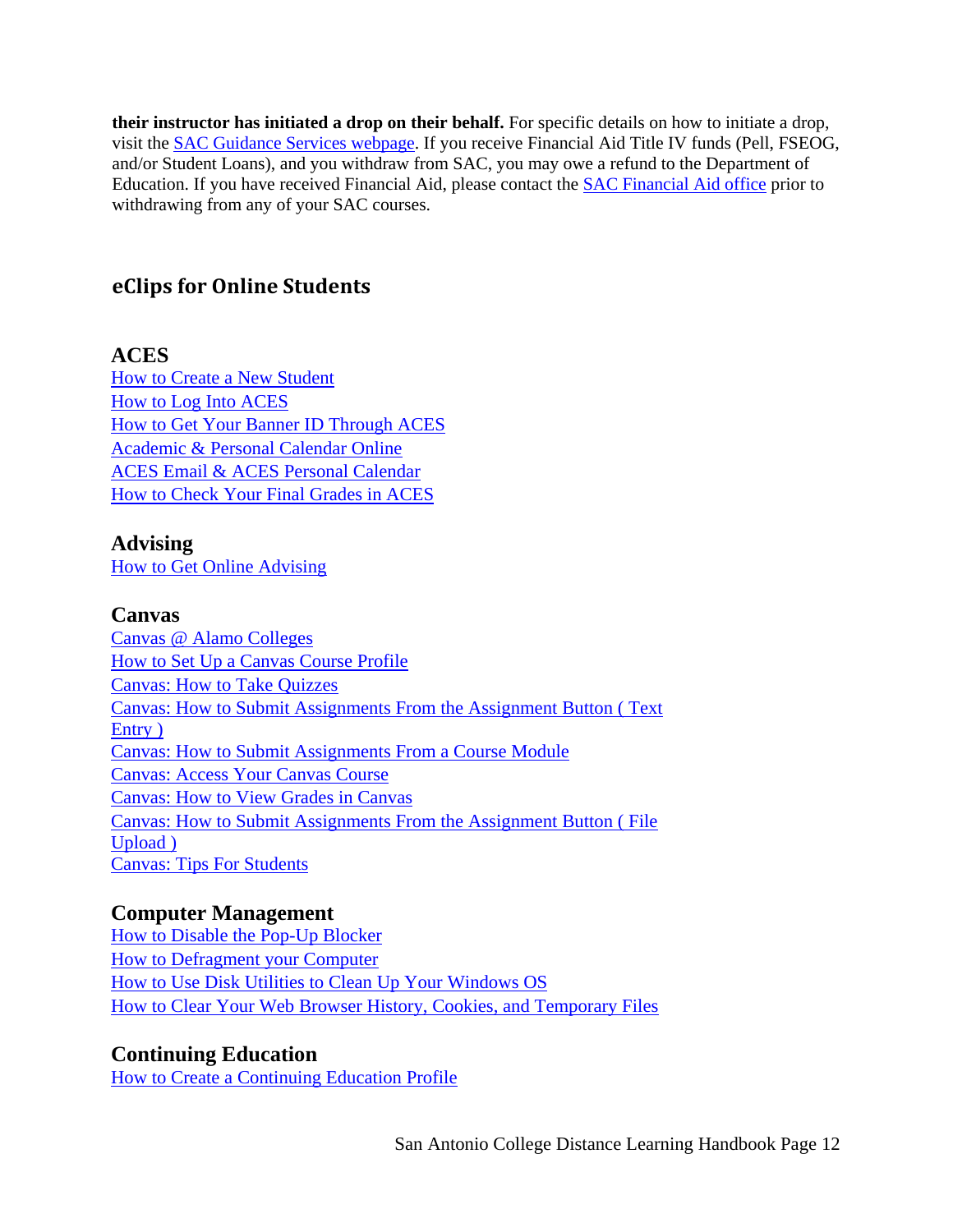**their instructor has initiated a drop on their behalf.** For specific details on how to initiate a drop, visit the SAC Guidance Services webpage. If you receive Financial Aid Title IV funds (Pell, FSEOG, and/or Student Loans), and you withdraw from SAC, you may owe a refund to the Department of Education. If you have received Financial Aid, please contact the SAC Financial Aid office prior to withdrawing from any of your SAC courses.

## eClips for Online Students

### ACES

How to Create a New Student
How to Log Into ACES
How to Get Your Banner ID Through ACES
Academic & Personal Calendar Online
ACES Email & ACES Personal Calendar
How to Check Your Final Grades in ACES

### Advising

How to Get Online Advising

### Canvas

Canvas @ Alamo Colleges
How to Set Up a Canvas Course Profile
Canvas: How to Take Quizzes
Canvas: How to Submit Assignments From the Assignment Button ( Text Entry )
Canvas: How to Submit Assignments From a Course Module
Canvas: Access Your Canvas Course
Canvas: How to View Grades in Canvas
Canvas: How to Submit Assignments From the Assignment Button ( File Upload )
Canvas: Tips For Students

### Computer Management

How to Disable the Pop-Up Blocker
How to Defragment your Computer
How to Use Disk Utilities to Clean Up Your Windows OS
How to Clear Your Web Browser History, Cookies, and Temporary Files

### Continuing Education

How to Create a Continuing Education Profile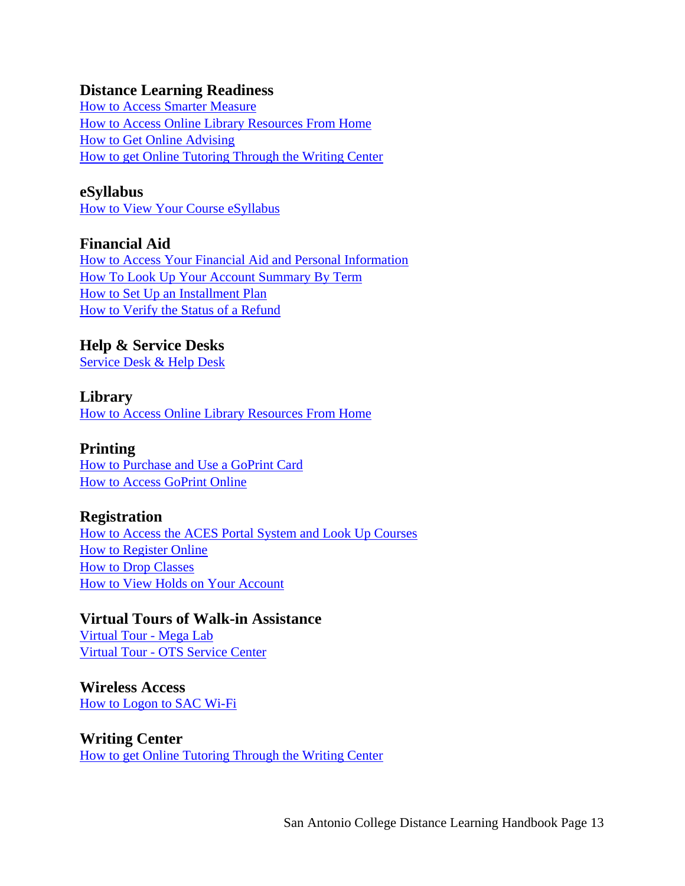## Distance Learning Readiness

How to Access Smarter Measure
How to Access Online Library Resources From Home
How to Get Online Advising
How to get Online Tutoring Through the Writing Center

## eSyllabus

How to View Your Course eSyllabus

## Financial Aid

How to Access Your Financial Aid and Personal Information
How To Look Up Your Account Summary By Term
How to Set Up an Installment Plan
How to Verify the Status of a Refund

## Help & Service Desks

Service Desk & Help Desk

## Library

How to Access Online Library Resources From Home

## Printing

How to Purchase and Use a GoPrint Card
How to Access GoPrint Online

## Registration

How to Access the ACES Portal System and Look Up Courses
How to Register Online
How to Drop Classes
How to View Holds on Your Account

## Virtual Tours of Walk-in Assistance

Virtual Tour - Mega Lab
Virtual Tour - OTS Service Center

## Wireless Access

How to Logon to SAC Wi-Fi

## Writing Center

How to get Online Tutoring Through the Writing Center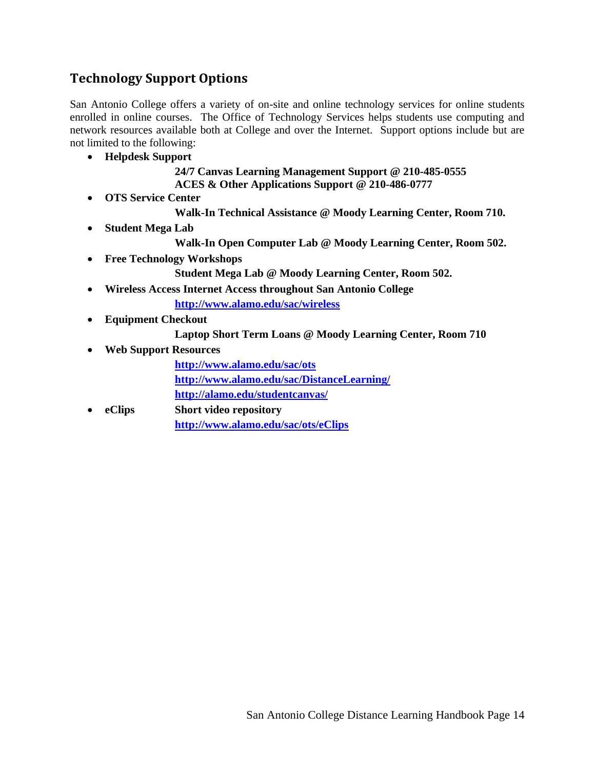## Technology Support Options

San Antonio College offers a variety of on-site and online technology services for online students enrolled in online courses. The Office of Technology Services helps students use computing and network resources available both at College and over the Internet. Support options include but are not limited to the following:

- **Helpdesk Support**
  - **24/7 Canvas Learning Management Support @ 210-485-0555**
  - **ACES & Other Applications Support @ 210-486-0777**
- **OTS Service Center**
  - **Walk-In Technical Assistance @ Moody Learning Center, Room 710.**
- **Student Mega Lab**
  - **Walk-In Open Computer Lab @ Moody Learning Center, Room 502.**
- **Free Technology Workshops**
  - **Student Mega Lab @ Moody Learning Center, Room 502.**
- **Wireless Access Internet Access throughout San Antonio College**
  - **http://www.alamo.edu/sac/wireless**
- **Equipment Checkout**
  - **Laptop Short Term Loans @ Moody Learning Center, Room 710**
- **Web Support Resources**
  - **http://www.alamo.edu/sac/ots**
  - **http://www.alamo.edu/sac/DistanceLearning/**
  - **http://alamo.edu/studentcanvas/**
- **eClips** **Short video repository**
  - **http://www.alamo.edu/sac/ots/eClips**